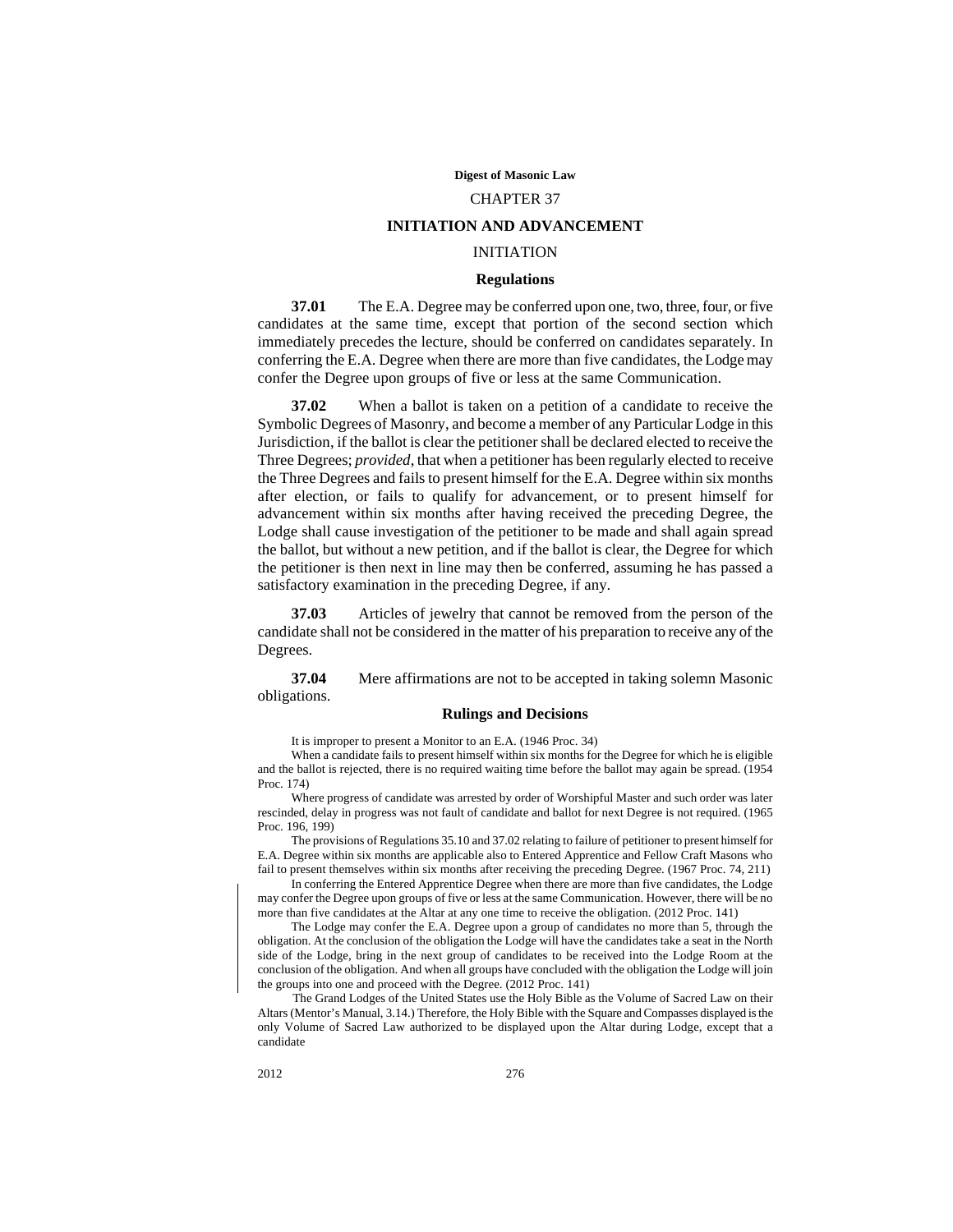# CHAPTER 37

## INITIATION AND ADVANCEMENT

### INITIATION

#### Regulations

**37.01** The E.A. Degree may be conferred upon one, two, three, four, or five candidates at the same time, except that portion of the second section which immediately precedes the lecture, should be conferred on candidates separately. In conferring the E.A. Degree when there are more than five candidates, the Lodge may confer the Degree upon groups of five or less at the same Communication.

**37.02** When a ballot is taken on a petition of a candidate to receive the Symbolic Degrees of Masonry, and become a member of any Particular Lodge in this Jurisdiction, if the ballot is clear the petitioner shall be declared elected to receive the Three Degrees; *provided*, that when a petitioner has been regularly elected to receive the Three Degrees and fails to present himself for the E.A. Degree within six months after election, or fails to qualify for advancement, or to present himself for advancement within six months after having received the preceding Degree, the Lodge shall cause investigation of the petitioner to be made and shall again spread the ballot, but without a new petition, and if the ballot is clear, the Degree for which the petitioner is then next in line may then be conferred, assuming he has passed a satisfactory examination in the preceding Degree, if any.

**37.03** Articles of jewelry that cannot be removed from the person of the candidate shall not be considered in the matter of his preparation to receive any of the Degrees.

**37.04** Mere affirmations are not to be accepted in taking solemn Masonic obligations.

#### Rulings and Decisions

It is improper to present a Monitor to an E.A. (1946 Proc. 34)

When a candidate fails to present himself within six months for the Degree for which he is eligible and the ballot is rejected, there is no required waiting time before the ballot may again be spread. (1954 Proc. 174)

Where progress of candidate was arrested by order of Worshipful Master and such order was later rescinded, delay in progress was not fault of candidate and ballot for next Degree is not required. (1965 Proc. 196, 199)

The provisions of Regulations 35.10 and 37.02 relating to failure of petitioner to present himself for E.A. Degree within six months are applicable also to Entered Apprentice and Fellow Craft Masons who fail to present themselves within six months after receiving the preceding Degree. (1967 Proc. 74, 211)

In conferring the Entered Apprentice Degree when there are more than five candidates, the Lodge may confer the Degree upon groups of five or less at the same Communication. However, there will be no more than five candidates at the Altar at any one time to receive the obligation. (2012 Proc. 141)

The Lodge may confer the E.A. Degree upon a group of candidates no more than 5, through the obligation. At the conclusion of the obligation the Lodge will have the candidates take a seat in the North side of the Lodge, bring in the next group of candidates to be received into the Lodge Room at the conclusion of the obligation. And when all groups have concluded with the obligation the Lodge will join the groups into one and proceed with the Degree. (2012 Proc. 141)

The Grand Lodges of the United States use the Holy Bible as the Volume of Sacred Law on their Altars (Mentor's Manual, 3.14.) Therefore, the Holy Bible with the Square and Compasses displayed is the only Volume of Sacred Law authorized to be displayed upon the Altar during Lodge, except that a candidate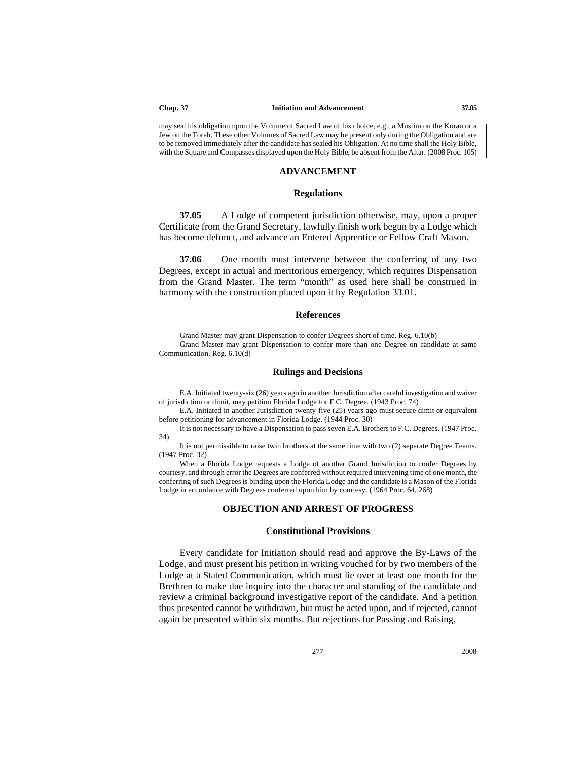may seal his obligation upon the Volume of Sacred Law of his choice, e.g., a Muslim on the Koran or a Jew on the Torah. These other Volumes of Sacred Law may be present only during the Obligation and are to be removed immediately after the candidate has sealed his Obligation. At no time shall the Holy Bible, with the Square and Compasses displayed upon the Holy Bible, be absent from the Altar. (2008 Proc. 105)

## ADVANCEMENT

### Regulations

**37.05** A Lodge of competent jurisdiction otherwise, may, upon a proper Certificate from the Grand Secretary, lawfully finish work begun by a Lodge which has become defunct, and advance an Entered Apprentice or Fellow Craft Mason.

**37.06** One month must intervene between the conferring of any two Degrees, except in actual and meritorious emergency, which requires Dispensation from the Grand Master. The term "month" as used here shall be construed in harmony with the construction placed upon it by Regulation 33.01.

### References

Grand Master may grant Dispensation to confer Degrees short of time. Reg. 6.10(b)

Grand Master may grant Dispensation to confer more than one Degree on candidate at same Communication. Reg. 6.10(d)

### Rulings and Decisions

E.A. Initiated twenty-six (26) years ago in another Jurisdiction after careful investigation and waiver of jurisdiction or dimit, may petition Florida Lodge for F.C. Degree. (1943 Proc. 74)

E.A. Initiated in another Jurisdiction twenty-five (25) years ago must secure dimit or equivalent before petitioning for advancement in Florida Lodge. (1944 Proc. 30)

It is not necessary to have a Dispensation to pass seven E.A. Brothers to F.C. Degrees. (1947 Proc. 34)

It is not permissible to raise twin brothers at the same time with two (2) separate Degree Teams. (1947 Proc. 32)

When a Florida Lodge requests a Lodge of another Grand Jurisdiction to confer Degrees by courtesy, and through error the Degrees are conferred without required intervening time of one month, the conferring of such Degrees is binding upon the Florida Lodge and the candidate is a Mason of the Florida Lodge in accordance with Degrees conferred upon him by courtesy. (1964 Proc. 64, 268)

## OBJECTION AND ARREST OF PROGRESS

### Constitutional Provisions

Every candidate for Initiation should read and approve the By-Laws of the Lodge, and must present his petition in writing vouched for by two members of the Lodge at a Stated Communication, which must lie over at least one month for the Brethren to make due inquiry into the character and standing of the candidate and review a criminal background investigative report of the candidate. And a petition thus presented cannot be withdrawn, but must be acted upon, and if rejected, cannot again be presented within six months. But rejections for Passing and Raising,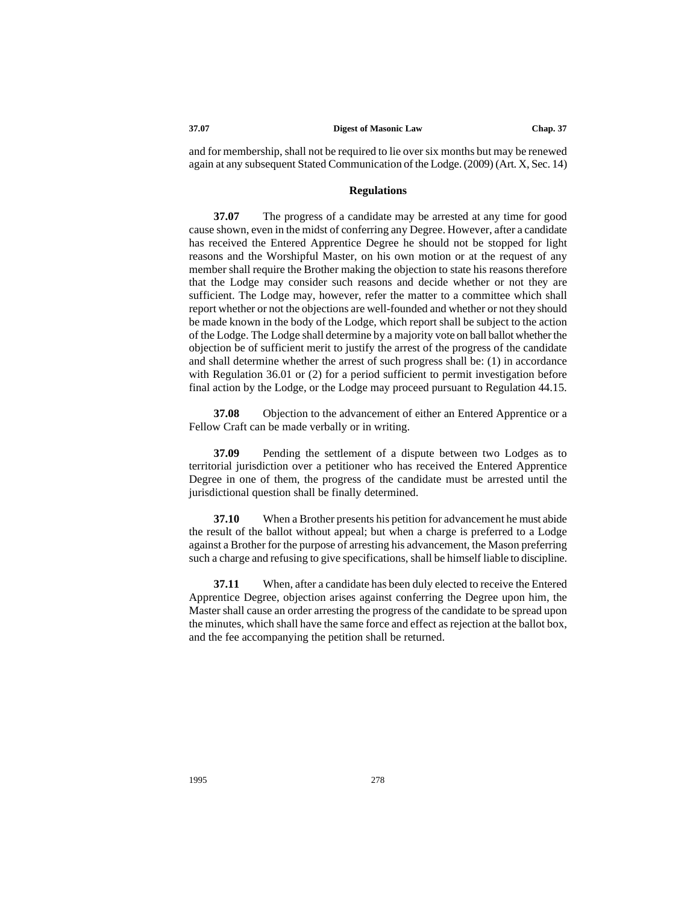and for membership, shall not be required to lie over six months but may be renewed again at any subsequent Stated Communication of the Lodge. (2009) (Art. X, Sec. 14)

### Regulations

**37.07** The progress of a candidate may be arrested at any time for good cause shown, even in the midst of conferring any Degree. However, after a candidate has received the Entered Apprentice Degree he should not be stopped for light reasons and the Worshipful Master, on his own motion or at the request of any member shall require the Brother making the objection to state his reasons therefore that the Lodge may consider such reasons and decide whether or not they are sufficient. The Lodge may, however, refer the matter to a committee which shall report whether or not the objections are well-founded and whether or not they should be made known in the body of the Lodge, which report shall be subject to the action of the Lodge. The Lodge shall determine by a majority vote on ball ballot whether the objection be of sufficient merit to justify the arrest of the progress of the candidate and shall determine whether the arrest of such progress shall be: (1) in accordance with Regulation 36.01 or (2) for a period sufficient to permit investigation before final action by the Lodge, or the Lodge may proceed pursuant to Regulation 44.15.

**37.08** Objection to the advancement of either an Entered Apprentice or a Fellow Craft can be made verbally or in writing.

**37.09** Pending the settlement of a dispute between two Lodges as to territorial jurisdiction over a petitioner who has received the Entered Apprentice Degree in one of them, the progress of the candidate must be arrested until the jurisdictional question shall be finally determined.

**37.10** When a Brother presents his petition for advancement he must abide the result of the ballot without appeal; but when a charge is preferred to a Lodge against a Brother for the purpose of arresting his advancement, the Mason preferring such a charge and refusing to give specifications, shall be himself liable to discipline.

**37.11** When, after a candidate has been duly elected to receive the Entered Apprentice Degree, objection arises against conferring the Degree upon him, the Master shall cause an order arresting the progress of the candidate to be spread upon the minutes, which shall have the same force and effect as rejection at the ballot box, and the fee accompanying the petition shall be returned.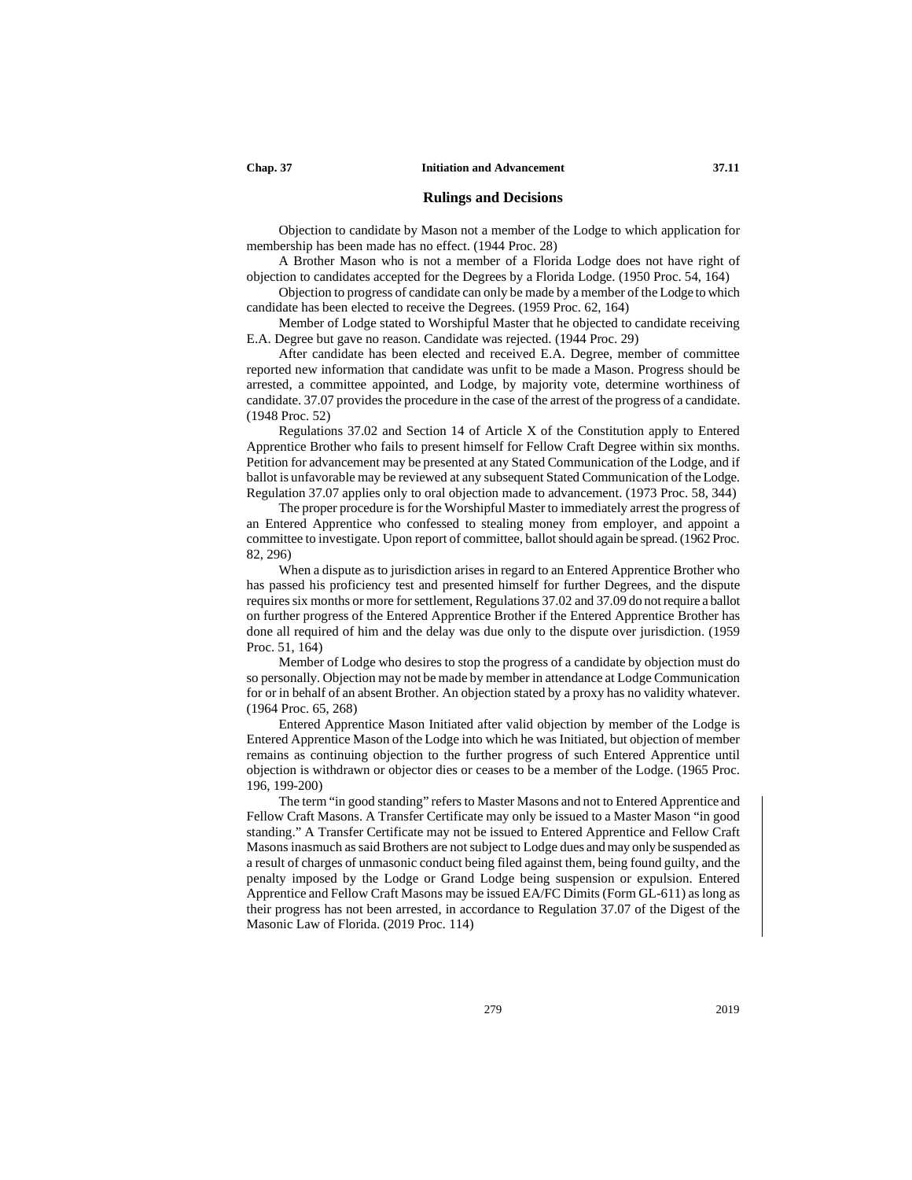## Rulings and Decisions

Objection to candidate by Mason not a member of the Lodge to which application for membership has been made has no effect. (1944 Proc. 28)

A Brother Mason who is not a member of a Florida Lodge does not have right of objection to candidates accepted for the Degrees by a Florida Lodge. (1950 Proc. 54, 164)

Objection to progress of candidate can only be made by a member of the Lodge to which candidate has been elected to receive the Degrees. (1959 Proc. 62, 164)

Member of Lodge stated to Worshipful Master that he objected to candidate receiving E.A. Degree but gave no reason. Candidate was rejected. (1944 Proc. 29)

After candidate has been elected and received E.A. Degree, member of committee reported new information that candidate was unfit to be made a Mason. Progress should be arrested, a committee appointed, and Lodge, by majority vote, determine worthiness of candidate. 37.07 provides the procedure in the case of the arrest of the progress of a candidate. (1948 Proc. 52)

Regulations 37.02 and Section 14 of Article X of the Constitution apply to Entered Apprentice Brother who fails to present himself for Fellow Craft Degree within six months. Petition for advancement may be presented at any Stated Communication of the Lodge, and if ballot is unfavorable may be reviewed at any subsequent Stated Communication of the Lodge. Regulation 37.07 applies only to oral objection made to advancement. (1973 Proc. 58, 344)

The proper procedure is for the Worshipful Master to immediately arrest the progress of an Entered Apprentice who confessed to stealing money from employer, and appoint a committee to investigate. Upon report of committee, ballot should again be spread. (1962 Proc. 82, 296)

When a dispute as to jurisdiction arises in regard to an Entered Apprentice Brother who has passed his proficiency test and presented himself for further Degrees, and the dispute requires six months or more for settlement, Regulations 37.02 and 37.09 do not require a ballot on further progress of the Entered Apprentice Brother if the Entered Apprentice Brother has done all required of him and the delay was due only to the dispute over jurisdiction. (1959 Proc. 51, 164)

Member of Lodge who desires to stop the progress of a candidate by objection must do so personally. Objection may not be made by member in attendance at Lodge Communication for or in behalf of an absent Brother. An objection stated by a proxy has no validity whatever. (1964 Proc. 65, 268)

Entered Apprentice Mason Initiated after valid objection by member of the Lodge is Entered Apprentice Mason of the Lodge into which he was Initiated, but objection of member remains as continuing objection to the further progress of such Entered Apprentice until objection is withdrawn or objector dies or ceases to be a member of the Lodge. (1965 Proc. 196, 199-200)

The term "in good standing" refers to Master Masons and not to Entered Apprentice and Fellow Craft Masons. A Transfer Certificate may only be issued to a Master Mason "in good standing." A Transfer Certificate may not be issued to Entered Apprentice and Fellow Craft Masons inasmuch as said Brothers are not subject to Lodge dues and may only be suspended as a result of charges of unmasonic conduct being filed against them, being found guilty, and the penalty imposed by the Lodge or Grand Lodge being suspension or expulsion. Entered Apprentice and Fellow Craft Masons may be issued EA/FC Dimits (Form GL-611) as long as their progress has not been arrested, in accordance to Regulation 37.07 of the Digest of the Masonic Law of Florida. (2019 Proc. 114)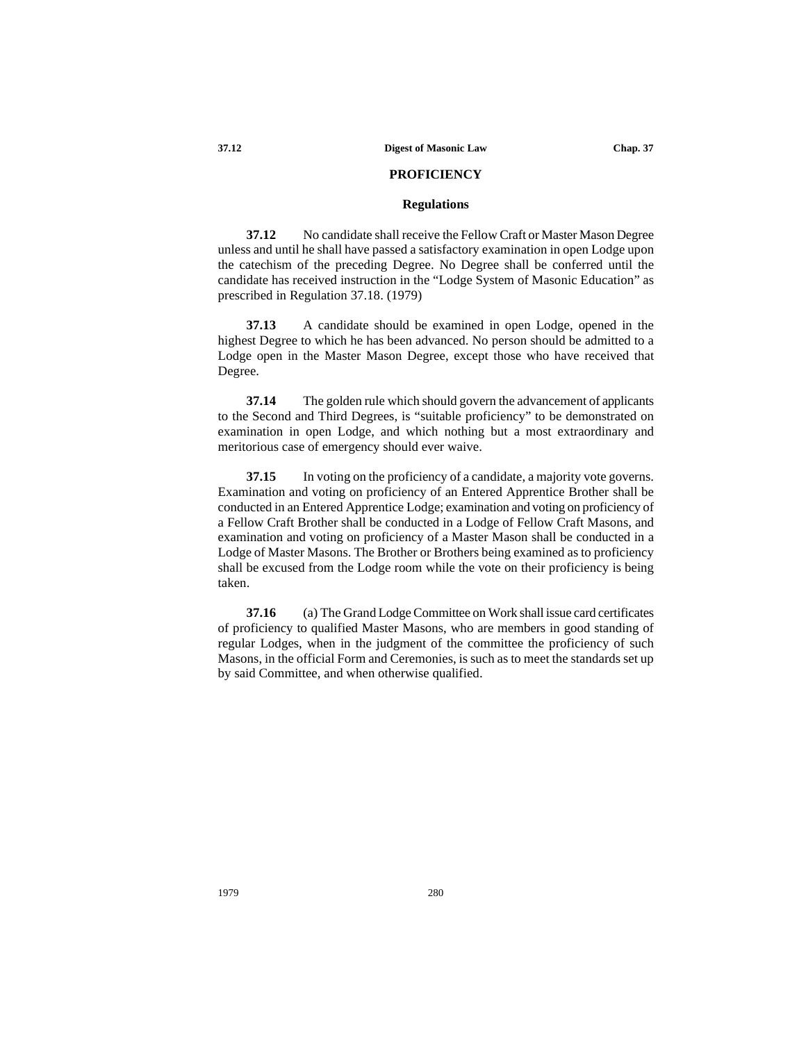## PROFICIENCY

### Regulations

**37.12** No candidate shall receive the Fellow Craft or Master Mason Degree unless and until he shall have passed a satisfactory examination in open Lodge upon the catechism of the preceding Degree. No Degree shall be conferred until the candidate has received instruction in the "Lodge System of Masonic Education" as prescribed in Regulation 37.18. (1979)

**37.13** A candidate should be examined in open Lodge, opened in the highest Degree to which he has been advanced. No person should be admitted to a Lodge open in the Master Mason Degree, except those who have received that Degree.

**37.14** The golden rule which should govern the advancement of applicants to the Second and Third Degrees, is "suitable proficiency" to be demonstrated on examination in open Lodge, and which nothing but a most extraordinary and meritorious case of emergency should ever waive.

**37.15** In voting on the proficiency of a candidate, a majority vote governs. Examination and voting on proficiency of an Entered Apprentice Brother shall be conducted in an Entered Apprentice Lodge; examination and voting on proficiency of a Fellow Craft Brother shall be conducted in a Lodge of Fellow Craft Masons, and examination and voting on proficiency of a Master Mason shall be conducted in a Lodge of Master Masons. The Brother or Brothers being examined as to proficiency shall be excused from the Lodge room while the vote on their proficiency is being taken.

**37.16** (a) The Grand Lodge Committee on Work shall issue card certificates of proficiency to qualified Master Masons, who are members in good standing of regular Lodges, when in the judgment of the committee the proficiency of such Masons, in the official Form and Ceremonies, is such as to meet the standards set up by said Committee, and when otherwise qualified.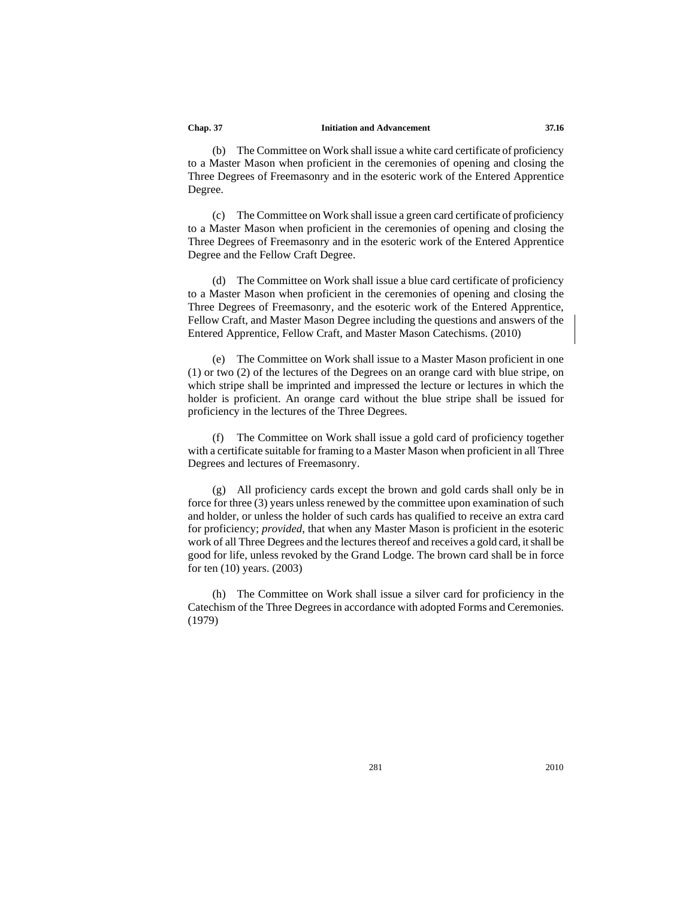(b) The Committee on Work shall issue a white card certificate of proficiency to a Master Mason when proficient in the ceremonies of opening and closing the Three Degrees of Freemasonry and in the esoteric work of the Entered Apprentice Degree.

(c) The Committee on Work shall issue a green card certificate of proficiency to a Master Mason when proficient in the ceremonies of opening and closing the Three Degrees of Freemasonry and in the esoteric work of the Entered Apprentice Degree and the Fellow Craft Degree.

(d) The Committee on Work shall issue a blue card certificate of proficiency to a Master Mason when proficient in the ceremonies of opening and closing the Three Degrees of Freemasonry, and the esoteric work of the Entered Apprentice, Fellow Craft, and Master Mason Degree including the questions and answers of the Entered Apprentice, Fellow Craft, and Master Mason Catechisms. (2010)

(e) The Committee on Work shall issue to a Master Mason proficient in one (1) or two (2) of the lectures of the Degrees on an orange card with blue stripe, on which stripe shall be imprinted and impressed the lecture or lectures in which the holder is proficient. An orange card without the blue stripe shall be issued for proficiency in the lectures of the Three Degrees.

(f) The Committee on Work shall issue a gold card of proficiency together with a certificate suitable for framing to a Master Mason when proficient in all Three Degrees and lectures of Freemasonry.

(g) All proficiency cards except the brown and gold cards shall only be in force for three (3) years unless renewed by the committee upon examination of such and holder, or unless the holder of such cards has qualified to receive an extra card for proficiency; *provided,* that when any Master Mason is proficient in the esoteric work of all Three Degrees and the lectures thereof and receives a gold card, it shall be good for life, unless revoked by the Grand Lodge. The brown card shall be in force for ten (10) years. (2003)

(h) The Committee on Work shall issue a silver card for proficiency in the Catechism of the Three Degrees in accordance with adopted Forms and Ceremonies. (1979)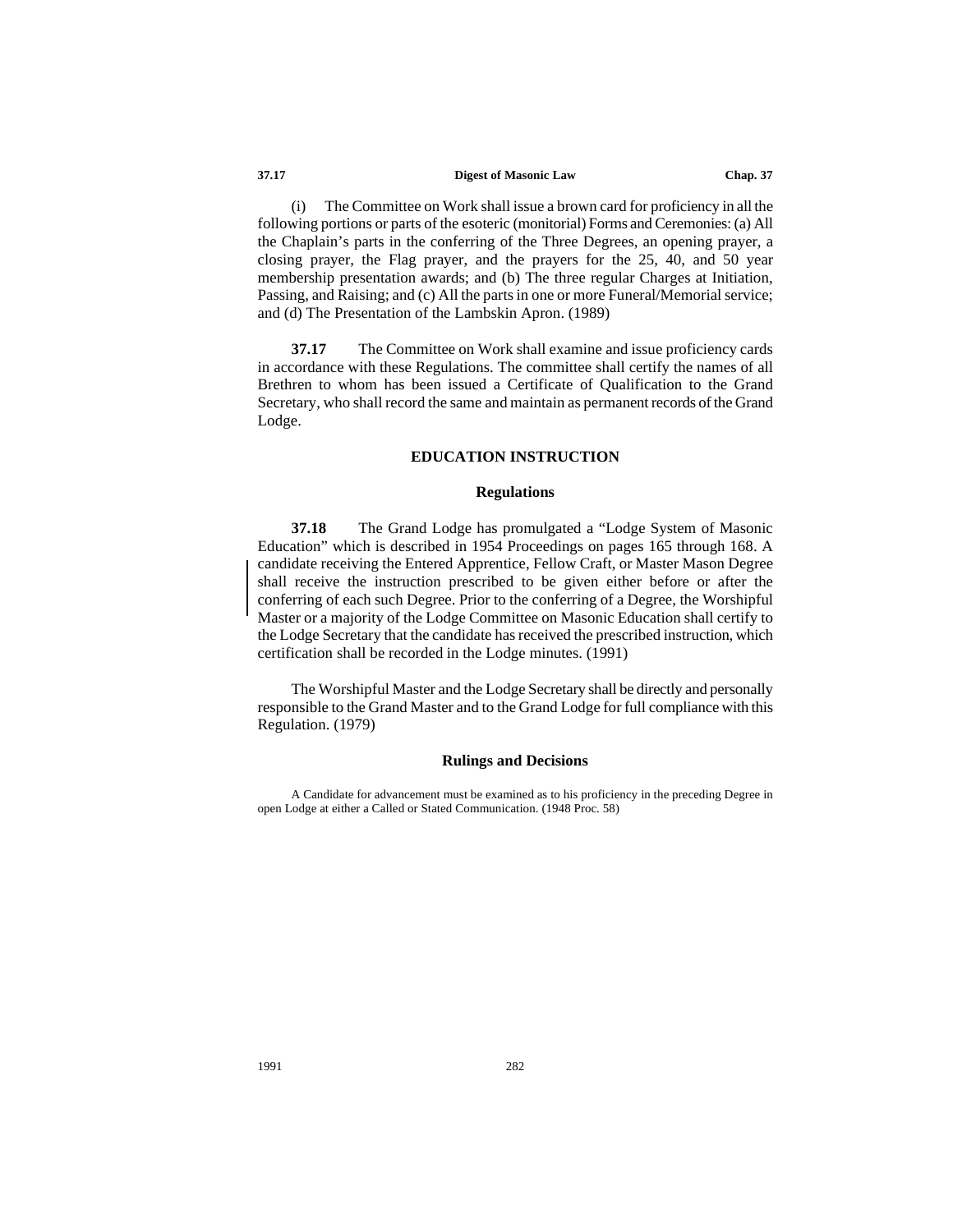(i) The Committee on Work shall issue a brown card for proficiency in all the following portions or parts of the esoteric (monitorial) Forms and Ceremonies: (a) All the Chaplain's parts in the conferring of the Three Degrees, an opening prayer, a closing prayer, the Flag prayer, and the prayers for the 25, 40, and 50 year membership presentation awards; and (b) The three regular Charges at Initiation, Passing, and Raising; and (c) All the parts in one or more Funeral/Memorial service; and (d) The Presentation of the Lambskin Apron. (1989)

**37.17** The Committee on Work shall examine and issue proficiency cards in accordance with these Regulations. The committee shall certify the names of all Brethren to whom has been issued a Certificate of Qualification to the Grand Secretary, who shall record the same and maintain as permanent records of the Grand Lodge.

## EDUCATION INSTRUCTION

### Regulations

**37.18** The Grand Lodge has promulgated a "Lodge System of Masonic Education" which is described in 1954 Proceedings on pages 165 through 168. A candidate receiving the Entered Apprentice, Fellow Craft, or Master Mason Degree shall receive the instruction prescribed to be given either before or after the conferring of each such Degree. Prior to the conferring of a Degree, the Worshipful Master or a majority of the Lodge Committee on Masonic Education shall certify to the Lodge Secretary that the candidate has received the prescribed instruction, which certification shall be recorded in the Lodge minutes. (1991)

The Worshipful Master and the Lodge Secretary shall be directly and personally responsible to the Grand Master and to the Grand Lodge for full compliance with this Regulation. (1979)

### Rulings and Decisions

A Candidate for advancement must be examined as to his proficiency in the preceding Degree in open Lodge at either a Called or Stated Communication. (1948 Proc. 58)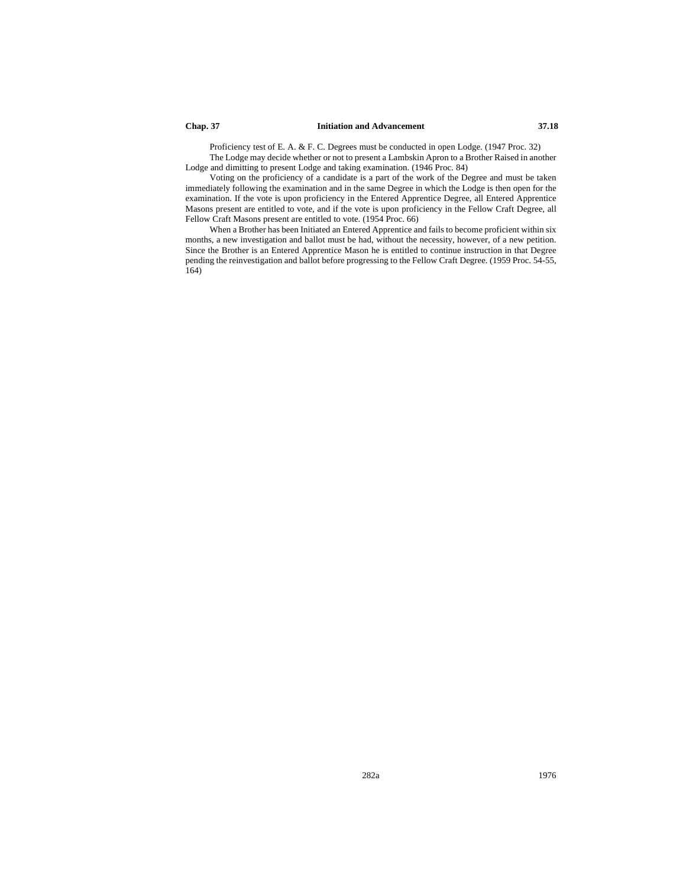Proficiency test of E. A. & F. C. Degrees must be conducted in open Lodge. (1947 Proc. 32)

The Lodge may decide whether or not to present a Lambskin Apron to a Brother Raised in another Lodge and dimitting to present Lodge and taking examination. (1946 Proc. 84)

Voting on the proficiency of a candidate is a part of the work of the Degree and must be taken immediately following the examination and in the same Degree in which the Lodge is then open for the examination. If the vote is upon proficiency in the Entered Apprentice Degree, all Entered Apprentice Masons present are entitled to vote, and if the vote is upon proficiency in the Fellow Craft Degree, all Fellow Craft Masons present are entitled to vote. (1954 Proc. 66)

When a Brother has been Initiated an Entered Apprentice and fails to become proficient within six months, a new investigation and ballot must be had, without the necessity, however, of a new petition. Since the Brother is an Entered Apprentice Mason he is entitled to continue instruction in that Degree pending the reinvestigation and ballot before progressing to the Fellow Craft Degree. (1959 Proc. 54-55, 164)